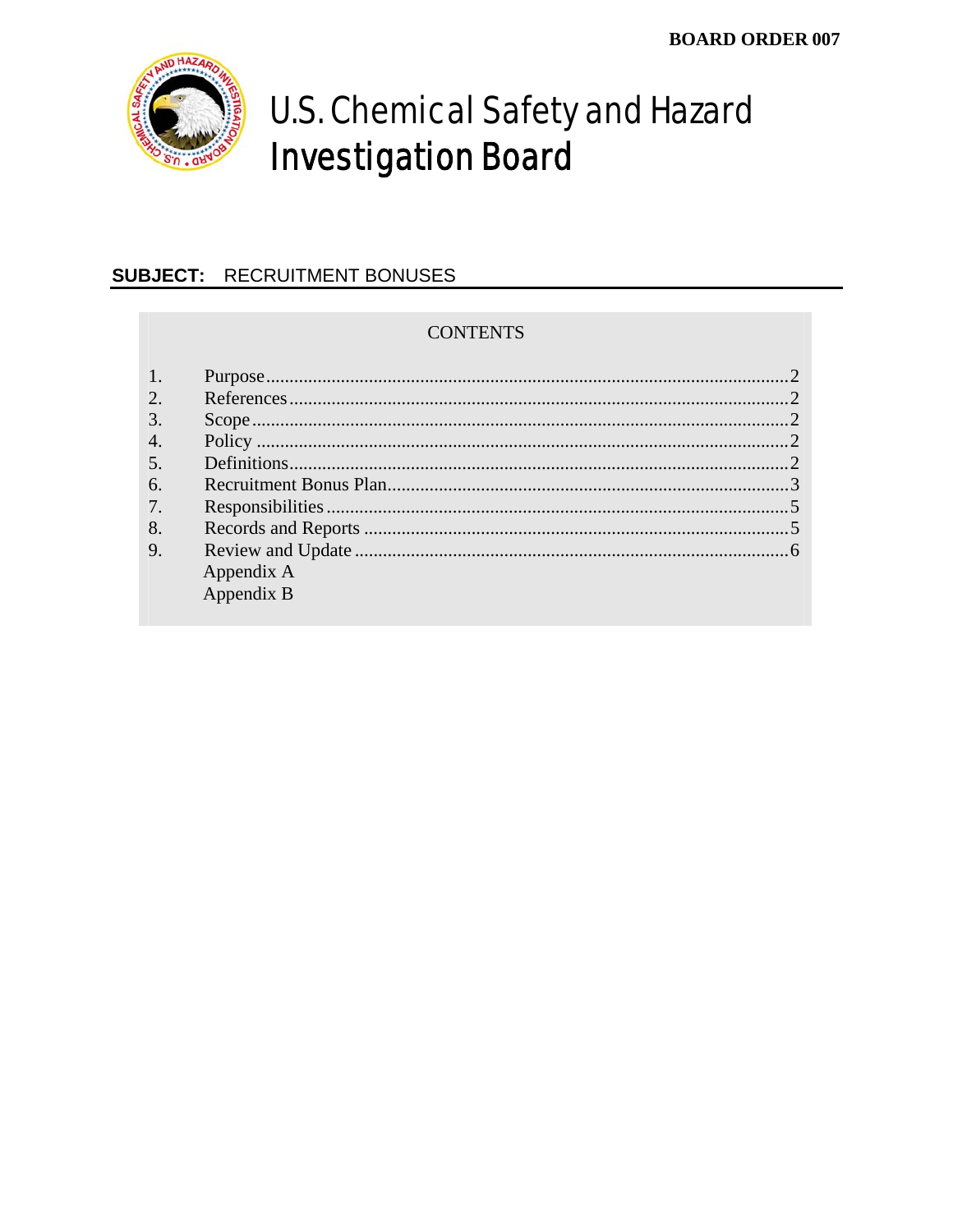**BOARD ORDER 007**

# U.S. Chemical Safety and Hazard Investigation Board

**SUBJECT:** RECRUITMENT BONUSES

CONTENTS

| | | |
|---|---|---|
| 1. | Purpose | 2 |
| 2. | References | 2 |
| 3. | Scope | 2 |
| 4. | Policy | 2 |
| 5. | Definitions | 2 |
| 6. | Recruitment Bonus Plan | 3 |
| 7. | Responsibilities | 5 |
| 8. | Records and Reports | 5 |
| 9. | Review and Update | 6 |
| | Appendix A | |
| | Appendix B | |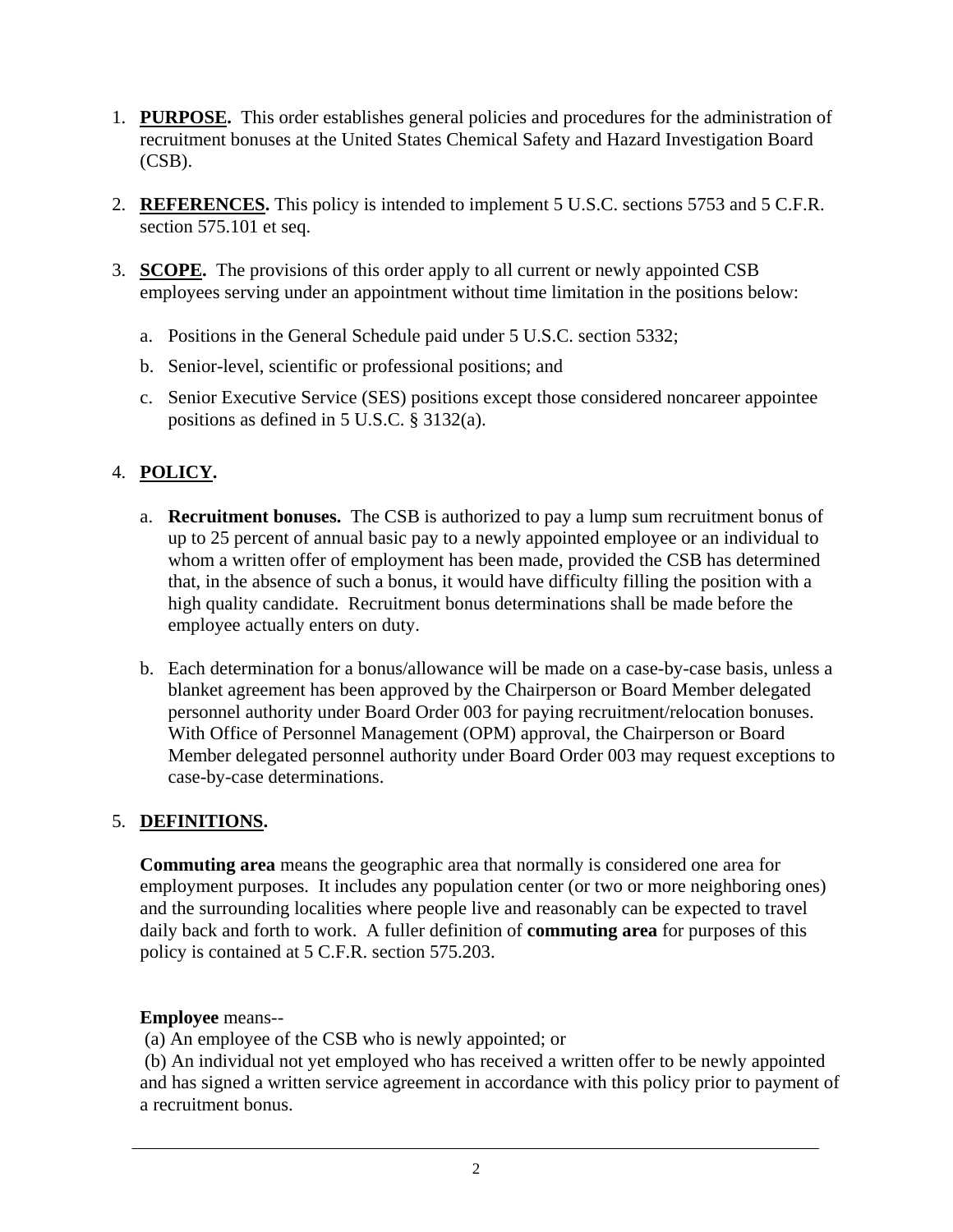1. **PURPOSE.** This order establishes general policies and procedures for the administration of recruitment bonuses at the United States Chemical Safety and Hazard Investigation Board (CSB).

2. **REFERENCES.** This policy is intended to implement 5 U.S.C. sections 5753 and 5 C.F.R. section 575.101 et seq.

3. **SCOPE.** The provisions of this order apply to all current or newly appointed CSB employees serving under an appointment without time limitation in the positions below:

   a. Positions in the General Schedule paid under 5 U.S.C. section 5332;

   b. Senior-level, scientific or professional positions; and

   c. Senior Executive Service (SES) positions except those considered noncareer appointee positions as defined in 5 U.S.C. § 3132(a).

4. **POLICY.**

   a. **Recruitment bonuses.** The CSB is authorized to pay a lump sum recruitment bonus of up to 25 percent of annual basic pay to a newly appointed employee or an individual to whom a written offer of employment has been made, provided the CSB has determined that, in the absence of such a bonus, it would have difficulty filling the position with a high quality candidate. Recruitment bonus determinations shall be made before the employee actually enters on duty.

   b. Each determination for a bonus/allowance will be made on a case-by-case basis, unless a blanket agreement has been approved by the Chairperson or Board Member delegated personnel authority under Board Order 003 for paying recruitment/relocation bonuses. With Office of Personnel Management (OPM) approval, the Chairperson or Board Member delegated personnel authority under Board Order 003 may request exceptions to case-by-case determinations.

5. **DEFINITIONS.**

   **Commuting area** means the geographic area that normally is considered one area for employment purposes. It includes any population center (or two or more neighboring ones) and the surrounding localities where people live and reasonably can be expected to travel daily back and forth to work. A fuller definition of **commuting area** for purposes of this policy is contained at 5 C.F.R. section 575.203.

   **Employee** means--
   (a) An employee of the CSB who is newly appointed; or
   (b) An individual not yet employed who has received a written offer to be newly appointed and has signed a written service agreement in accordance with this policy prior to payment of a recruitment bonus.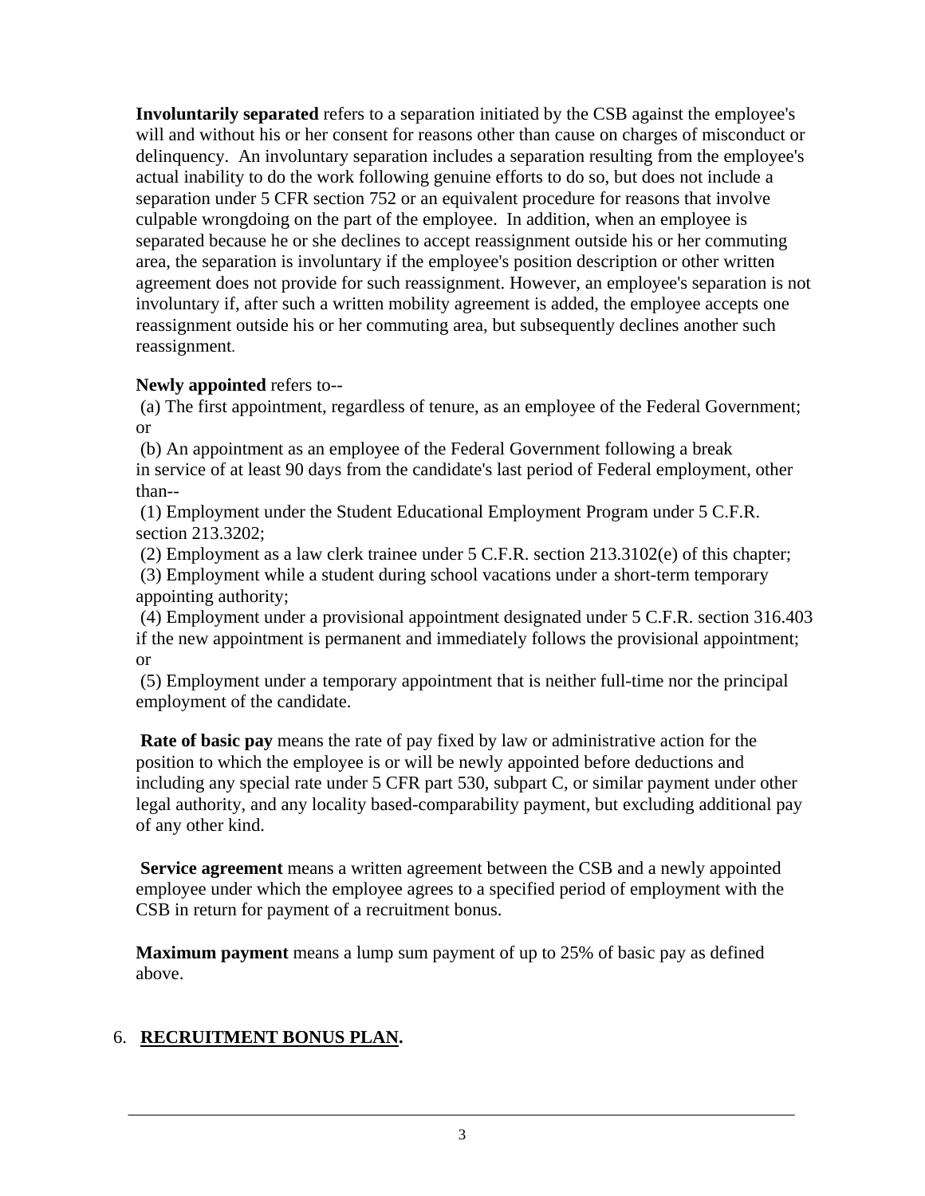**Involuntarily separated** refers to a separation initiated by the CSB against the employee's will and without his or her consent for reasons other than cause on charges of misconduct or delinquency. An involuntary separation includes a separation resulting from the employee's actual inability to do the work following genuine efforts to do so, but does not include a separation under 5 CFR section 752 or an equivalent procedure for reasons that involve culpable wrongdoing on the part of the employee. In addition, when an employee is separated because he or she declines to accept reassignment outside his or her commuting area, the separation is involuntary if the employee's position description or other written agreement does not provide for such reassignment. However, an employee's separation is not involuntary if, after such a written mobility agreement is added, the employee accepts one reassignment outside his or her commuting area, but subsequently declines another such reassignment.

**Newly appointed** refers to--

(a) The first appointment, regardless of tenure, as an employee of the Federal Government; or

(b) An appointment as an employee of the Federal Government following a break in service of at least 90 days from the candidate's last period of Federal employment, other than--

(1) Employment under the Student Educational Employment Program under 5 C.F.R. section 213.3202;

(2) Employment as a law clerk trainee under 5 C.F.R. section 213.3102(e) of this chapter;

(3) Employment while a student during school vacations under a short-term temporary appointing authority;

(4) Employment under a provisional appointment designated under 5 C.F.R. section 316.403 if the new appointment is permanent and immediately follows the provisional appointment; or

(5) Employment under a temporary appointment that is neither full-time nor the principal employment of the candidate.

**Rate of basic pay** means the rate of pay fixed by law or administrative action for the position to which the employee is or will be newly appointed before deductions and including any special rate under 5 CFR part 530, subpart C, or similar payment under other legal authority, and any locality based-comparability payment, but excluding additional pay of any other kind.

**Service agreement** means a written agreement between the CSB and a newly appointed employee under which the employee agrees to a specified period of employment with the CSB in return for payment of a recruitment bonus.

**Maximum payment** means a lump sum payment of up to 25% of basic pay as defined above.

## 6. **RECRUITMENT BONUS PLAN.**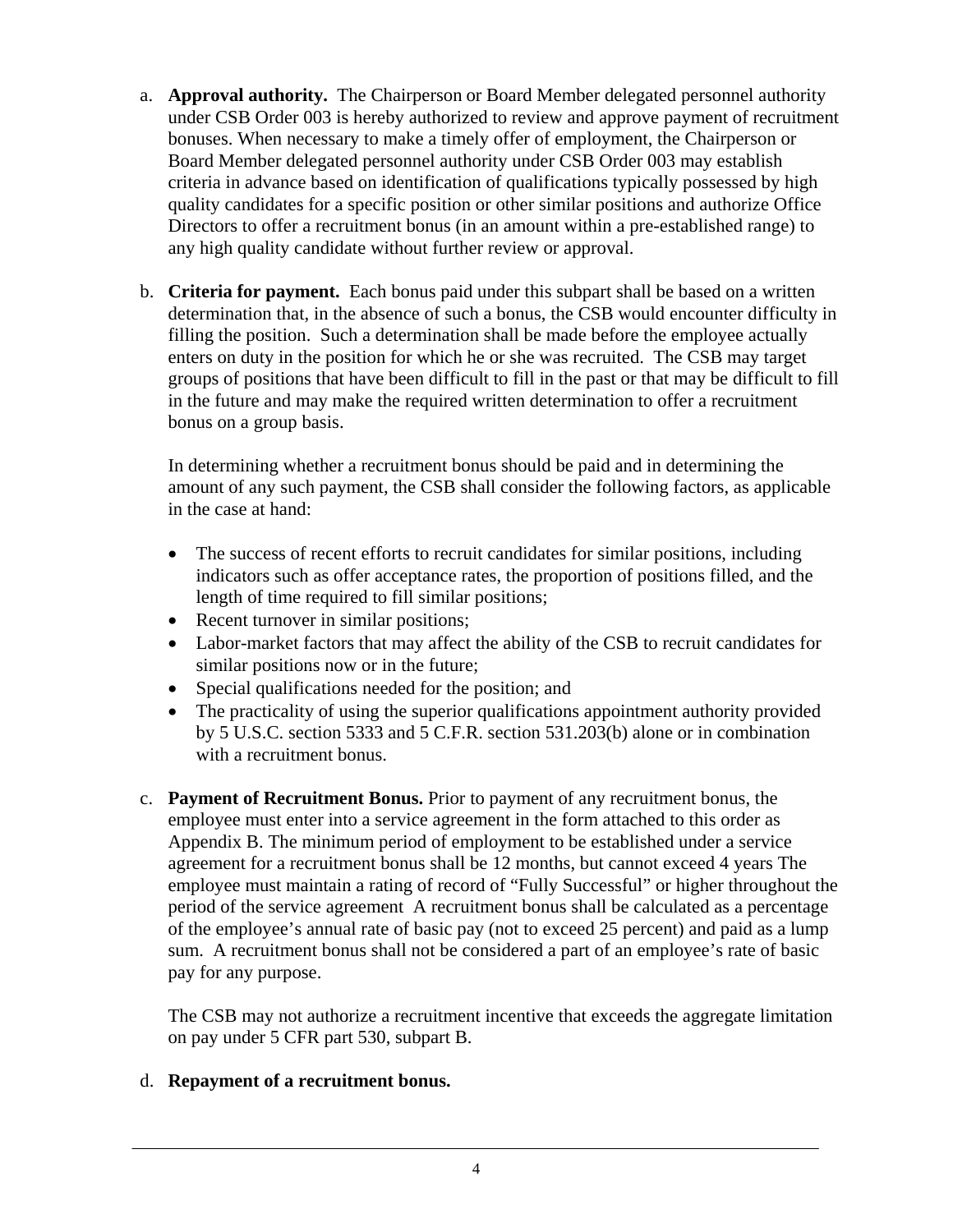a. **Approval authority.** The Chairperson or Board Member delegated personnel authority under CSB Order 003 is hereby authorized to review and approve payment of recruitment bonuses. When necessary to make a timely offer of employment, the Chairperson or Board Member delegated personnel authority under CSB Order 003 may establish criteria in advance based on identification of qualifications typically possessed by high quality candidates for a specific position or other similar positions and authorize Office Directors to offer a recruitment bonus (in an amount within a pre-established range) to any high quality candidate without further review or approval.

b. **Criteria for payment.** Each bonus paid under this subpart shall be based on a written determination that, in the absence of such a bonus, the CSB would encounter difficulty in filling the position. Such a determination shall be made before the employee actually enters on duty in the position for which he or she was recruited. The CSB may target groups of positions that have been difficult to fill in the past or that may be difficult to fill in the future and may make the required written determination to offer a recruitment bonus on a group basis.

   In determining whether a recruitment bonus should be paid and in determining the amount of any such payment, the CSB shall consider the following factors, as applicable in the case at hand:

   - The success of recent efforts to recruit candidates for similar positions, including indicators such as offer acceptance rates, the proportion of positions filled, and the length of time required to fill similar positions;
   - Recent turnover in similar positions;
   - Labor-market factors that may affect the ability of the CSB to recruit candidates for similar positions now or in the future;
   - Special qualifications needed for the position; and
   - The practicality of using the superior qualifications appointment authority provided by 5 U.S.C. section 5333 and 5 C.F.R. section 531.203(b) alone or in combination with a recruitment bonus.

c. **Payment of Recruitment Bonus.** Prior to payment of any recruitment bonus, the employee must enter into a service agreement in the form attached to this order as Appendix B. The minimum period of employment to be established under a service agreement for a recruitment bonus shall be 12 months, but cannot exceed 4 years The employee must maintain a rating of record of "Fully Successful" or higher throughout the period of the service agreement A recruitment bonus shall be calculated as a percentage of the employee's annual rate of basic pay (not to exceed 25 percent) and paid as a lump sum. A recruitment bonus shall not be considered a part of an employee's rate of basic pay for any purpose.

   The CSB may not authorize a recruitment incentive that exceeds the aggregate limitation on pay under 5 CFR part 530, subpart B.

d. **Repayment of a recruitment bonus.**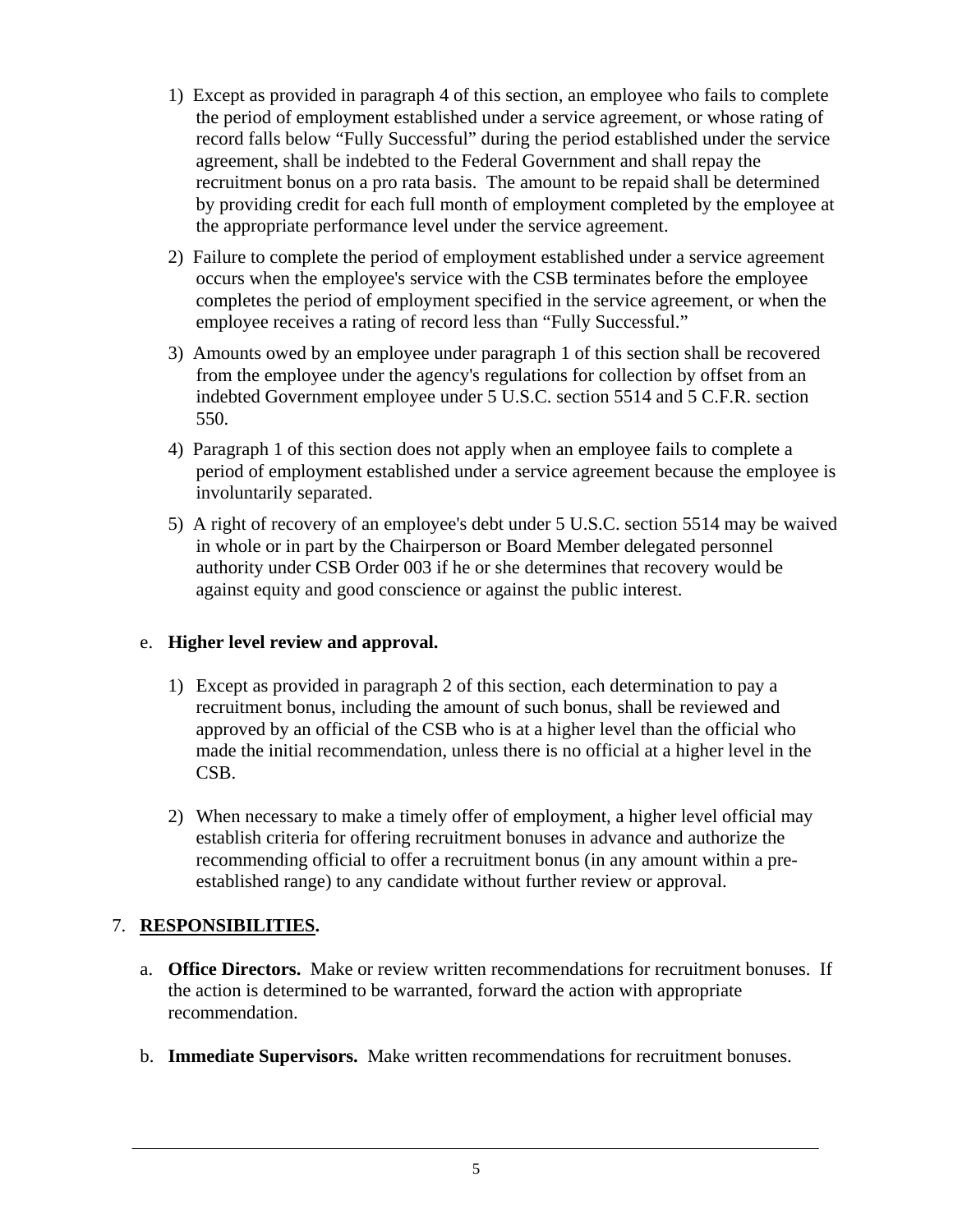1) Except as provided in paragraph 4 of this section, an employee who fails to complete the period of employment established under a service agreement, or whose rating of record falls below "Fully Successful" during the period established under the service agreement, shall be indebted to the Federal Government and shall repay the recruitment bonus on a pro rata basis. The amount to be repaid shall be determined by providing credit for each full month of employment completed by the employee at the appropriate performance level under the service agreement.

2) Failure to complete the period of employment established under a service agreement occurs when the employee's service with the CSB terminates before the employee completes the period of employment specified in the service agreement, or when the employee receives a rating of record less than "Fully Successful."

3) Amounts owed by an employee under paragraph 1 of this section shall be recovered from the employee under the agency's regulations for collection by offset from an indebted Government employee under 5 U.S.C. section 5514 and 5 C.F.R. section 550.

4) Paragraph 1 of this section does not apply when an employee fails to complete a period of employment established under a service agreement because the employee is involuntarily separated.

5) A right of recovery of an employee's debt under 5 U.S.C. section 5514 may be waived in whole or in part by the Chairperson or Board Member delegated personnel authority under CSB Order 003 if he or she determines that recovery would be against equity and good conscience or against the public interest.

e. **Higher level review and approval.**

1) Except as provided in paragraph 2 of this section, each determination to pay a recruitment bonus, including the amount of such bonus, shall be reviewed and approved by an official of the CSB who is at a higher level than the official who made the initial recommendation, unless there is no official at a higher level in the CSB.

2) When necessary to make a timely offer of employment, a higher level official may establish criteria for offering recruitment bonuses in advance and authorize the recommending official to offer a recruitment bonus (in any amount within a pre-established range) to any candidate without further review or approval.

## 7. **RESPONSIBILITIES.**

a. **Office Directors.** Make or review written recommendations for recruitment bonuses. If the action is determined to be warranted, forward the action with appropriate recommendation.

b. **Immediate Supervisors.** Make written recommendations for recruitment bonuses.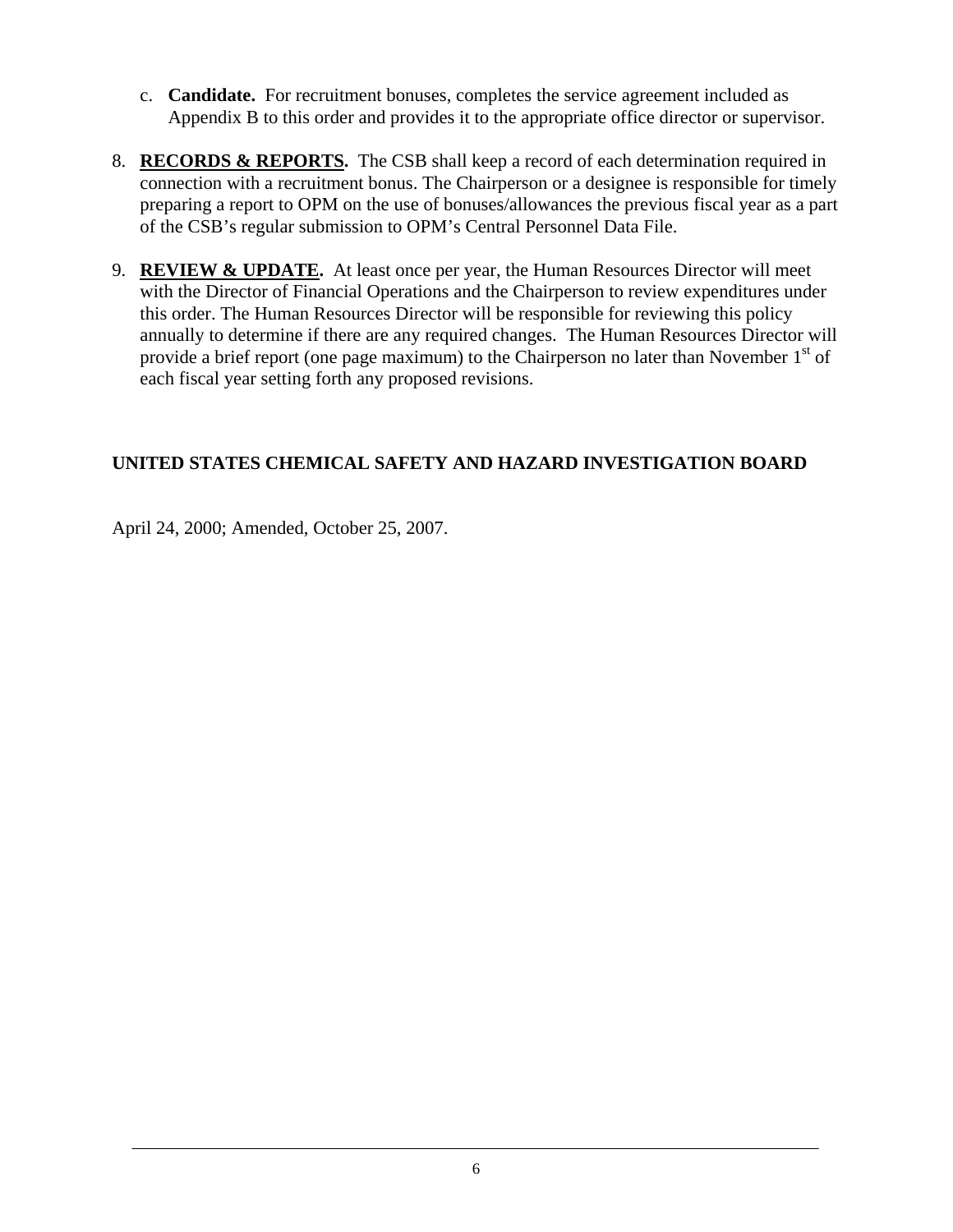c. **Candidate.** For recruitment bonuses, completes the service agreement included as Appendix B to this order and provides it to the appropriate office director or supervisor.

8. **RECORDS & REPORTS.** The CSB shall keep a record of each determination required in connection with a recruitment bonus. The Chairperson or a designee is responsible for timely preparing a report to OPM on the use of bonuses/allowances the previous fiscal year as a part of the CSB's regular submission to OPM's Central Personnel Data File.

9. **REVIEW & UPDATE.** At least once per year, the Human Resources Director will meet with the Director of Financial Operations and the Chairperson to review expenditures under this order. The Human Resources Director will be responsible for reviewing this policy annually to determine if there are any required changes. The Human Resources Director will provide a brief report (one page maximum) to the Chairperson no later than November 1st of each fiscal year setting forth any proposed revisions.

**UNITED STATES CHEMICAL SAFETY AND HAZARD INVESTIGATION BOARD**

April 24, 2000; Amended, October 25, 2007.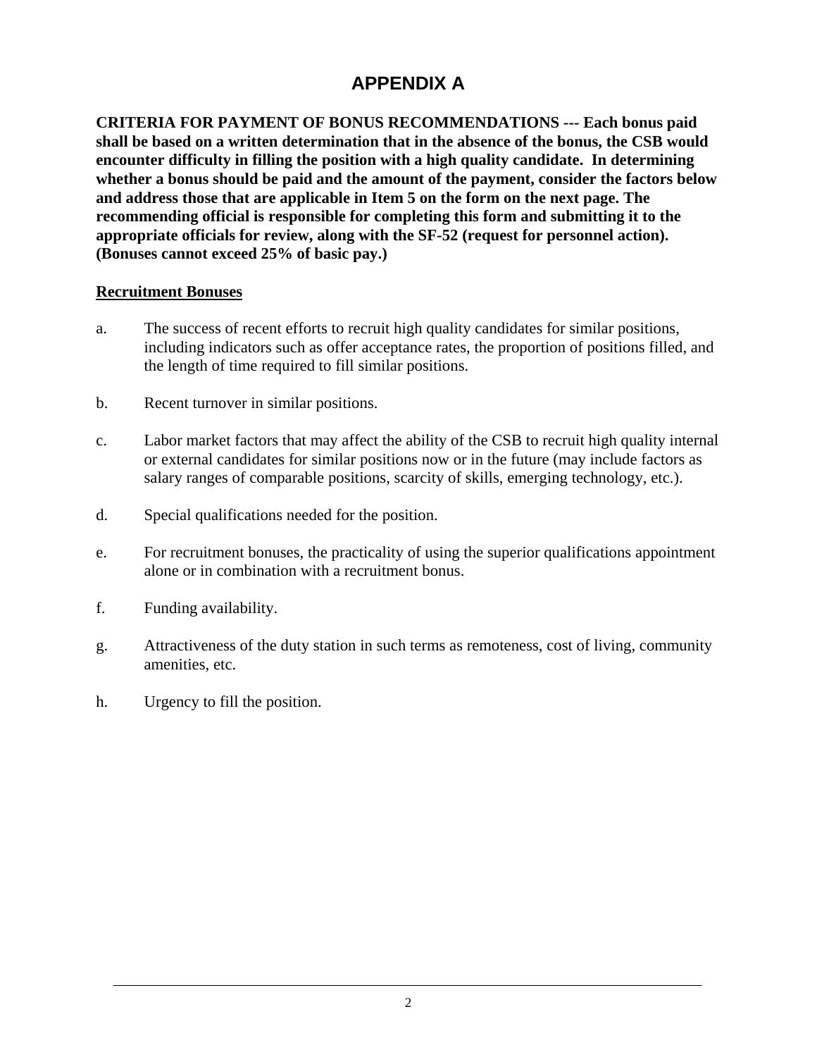# APPENDIX A

**CRITERIA FOR PAYMENT OF BONUS RECOMMENDATIONS --- Each bonus paid shall be based on a written determination that in the absence of the bonus, the CSB would encounter difficulty in filling the position with a high quality candidate. In determining whether a bonus should be paid and the amount of the payment, consider the factors below and address those that are applicable in Item 5 on the form on the next page. The recommending official is responsible for completing this form and submitting it to the appropriate officials for review, along with the SF-52 (request for personnel action). (Bonuses cannot exceed 25% of basic pay.)**

<u>**Recruitment Bonuses**</u>

a. The success of recent efforts to recruit high quality candidates for similar positions, including indicators such as offer acceptance rates, the proportion of positions filled, and the length of time required to fill similar positions.

b. Recent turnover in similar positions.

c. Labor market factors that may affect the ability of the CSB to recruit high quality internal or external candidates for similar positions now or in the future (may include factors as salary ranges of comparable positions, scarcity of skills, emerging technology, etc.).

d. Special qualifications needed for the position.

e. For recruitment bonuses, the practicality of using the superior qualifications appointment alone or in combination with a recruitment bonus.

f. Funding availability.

g. Attractiveness of the duty station in such terms as remoteness, cost of living, community amenities, etc.

h. Urgency to fill the position.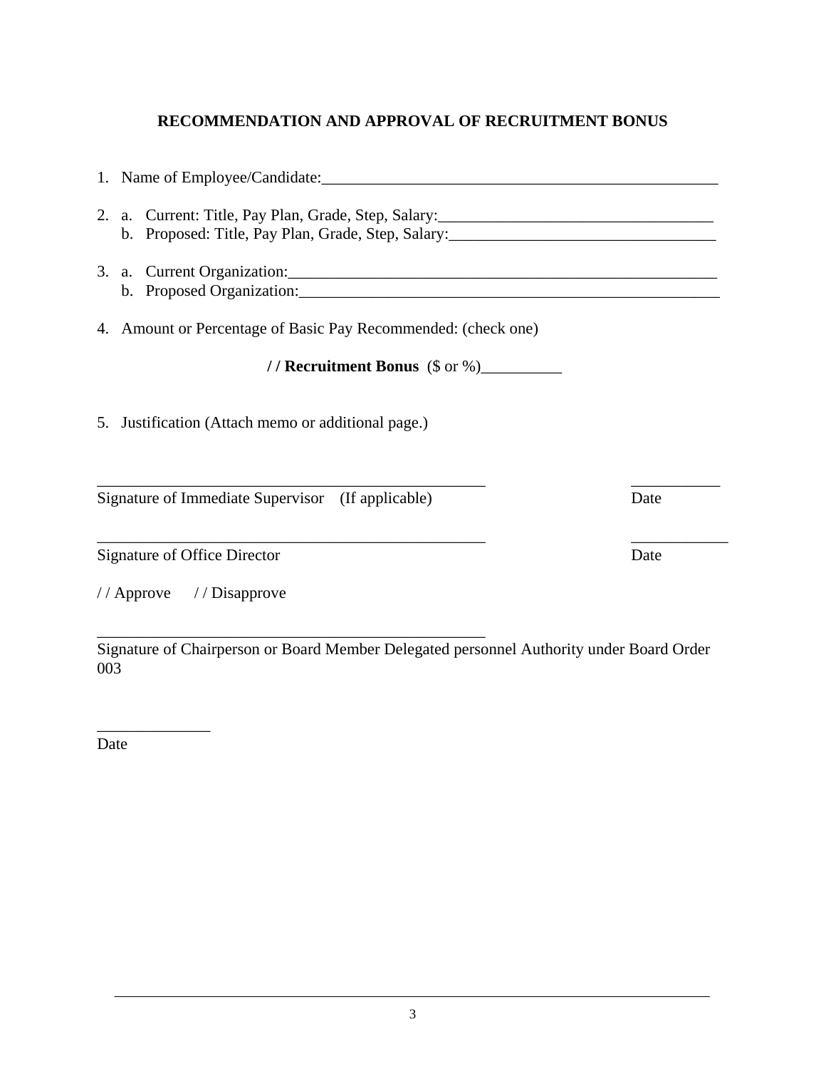**RECOMMENDATION AND APPROVAL OF RECRUITMENT BONUS**

1. Name of Employee/Candidate:___________________________________________________

2. a. Current: Title, Pay Plan, Grade, Step, Salary:___________________________________
   b. Proposed: Title, Pay Plan, Grade, Step, Salary:__________________________________

3. a. Current Organization:________________________________________________________
   b. Proposed Organization:______________________________________________________

4. Amount or Percentage of Basic Pay Recommended: (check one)

   **/ / Recruitment Bonus** ($ or %)__________

5. Justification (Attach memo or additional page.)

_________________________________________________ ___________
Signature of Immediate Supervisor (If applicable) Date

_________________________________________________ ____________
Signature of Office Director Date

/ / Approve / / Disapprove

_________________________________________________
Signature of Chairperson or Board Member Delegated personnel Authority under Board Order 003

______________
Date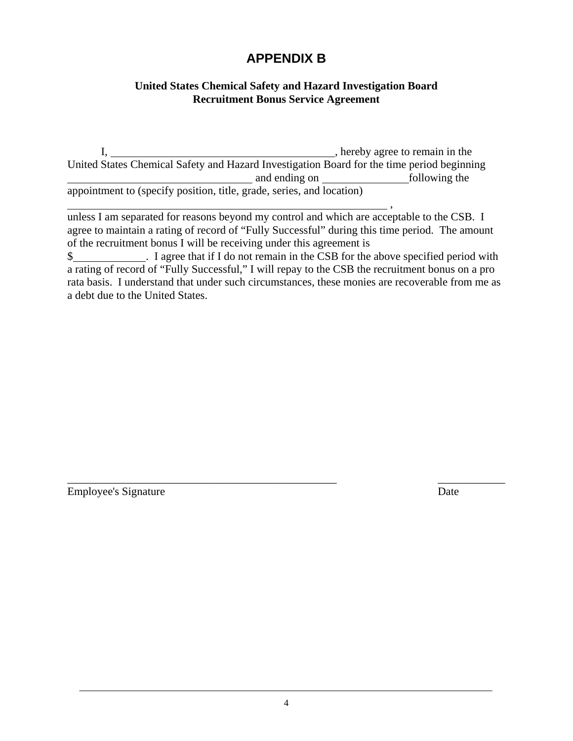# APPENDIX B

**United States Chemical Safety and Hazard Investigation Board**
**Recruitment Bonus Service Agreement**

I, ________________________________________, hereby agree to remain in the United States Chemical Safety and Hazard Investigation Board for the time period beginning _________________________________ and ending on _______________following the appointment to (specify position, title, grade, series, and location) ___________________________________________________________ , unless I am separated for reasons beyond my control and which are acceptable to the CSB. I agree to maintain a rating of record of "Fully Successful" during this time period. The amount of the recruitment bonus I will be receiving under this agreement is $____________. I agree that if I do not remain in the CSB for the above specified period with a rating of record of "Fully Successful," I will repay to the CSB the recruitment bonus on a pro rata basis. I understand that under such circumstances, these monies are recoverable from me as a debt due to the United States.

_________________________________________________ ____________
Employee's Signature Date